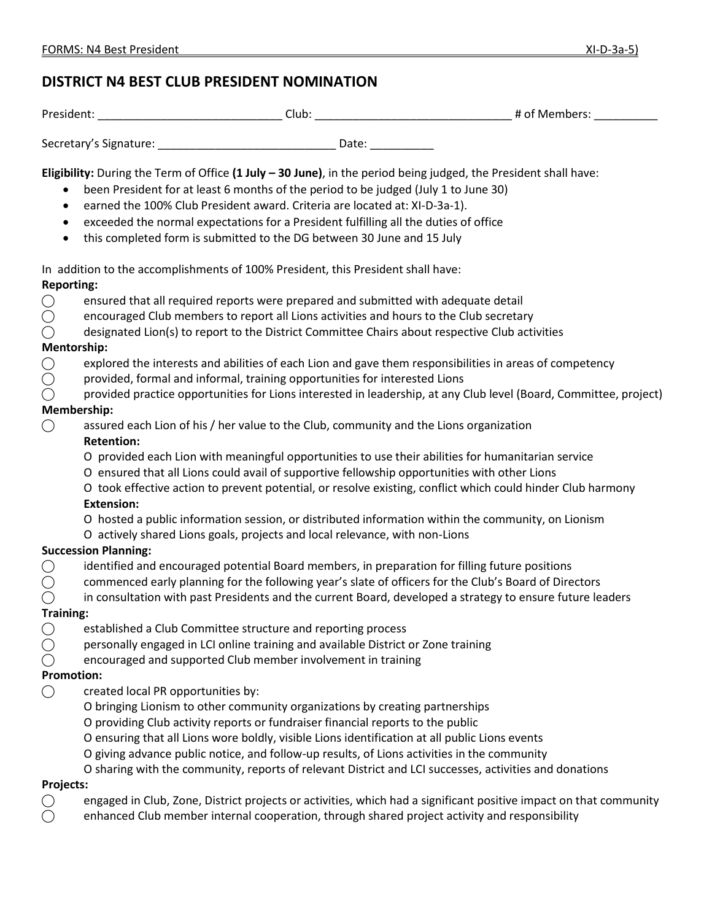# DISTRICT N4 BEST CLUB PRESIDENT NOMINATION

President: ____________________________ Club: ______________________________ # of Members: __________

Secretary's Signature: ____________________________ Date: __________

**Eligibility:** During the Term of Office **(1 July – 30 June)**, in the period being judged, the President shall have:

- been President for at least 6 months of the period to be judged (July 1 to June 30)
- earned the 100% Club President award. Criteria are located at: XI-D-3a-1).
- exceeded the normal expectations for a President fulfilling all the duties of office
- this completed form is submitted to the DG between 30 June and 15 July

In addition to the accomplishments of 100% President, this President shall have:

**Reporting:**

◯ ensured that all required reports were prepared and submitted with adequate detail
◯ encouraged Club members to report all Lions activities and hours to the Club secretary
◯ designated Lion(s) to report to the District Committee Chairs about respective Club activities

**Mentorship:**

◯ explored the interests and abilities of each Lion and gave them responsibilities in areas of competency
◯ provided, formal and informal, training opportunities for interested Lions
◯ provided practice opportunities for Lions interested in leadership, at any Club level (Board, Committee, project)

**Membership:**

◯ assured each Lion of his / her value to the Club, community and the Lions organization

**Retention:**

O provided each Lion with meaningful opportunities to use their abilities for humanitarian service
O ensured that all Lions could avail of supportive fellowship opportunities with other Lions
O took effective action to prevent potential, or resolve existing, conflict which could hinder Club harmony

**Extension:**

O hosted a public information session, or distributed information within the community, on Lionism
O actively shared Lions goals, projects and local relevance, with non-Lions

**Succession Planning:**

◯ identified and encouraged potential Board members, in preparation for filling future positions
◯ commenced early planning for the following year's slate of officers for the Club's Board of Directors
◯ in consultation with past Presidents and the current Board, developed a strategy to ensure future leaders

**Training:**

◯ established a Club Committee structure and reporting process
◯ personally engaged in LCI online training and available District or Zone training
◯ encouraged and supported Club member involvement in training

**Promotion:**

◯ created local PR opportunities by:

O bringing Lionism to other community organizations by creating partnerships
O providing Club activity reports or fundraiser financial reports to the public
O ensuring that all Lions wore boldly, visible Lions identification at all public Lions events
O giving advance public notice, and follow-up results, of Lions activities in the community
O sharing with the community, reports of relevant District and LCI successes, activities and donations

**Projects:**

◯ engaged in Club, Zone, District projects or activities, which had a significant positive impact on that community
◯ enhanced Club member internal cooperation, through shared project activity and responsibility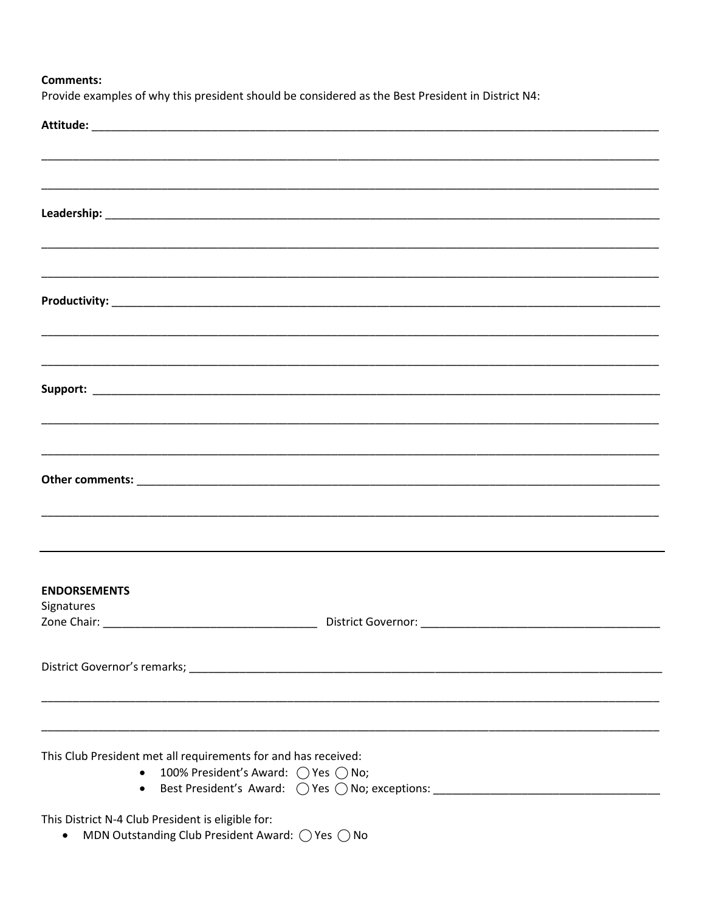**Comments:**

Provide examples of why this president should be considered as the Best President in District N4:

**Attitude:** ____________________________________________________________________________________

____________________________________________________________________________________________

____________________________________________________________________________________________

**Leadership:** __________________________________________________________________________________

____________________________________________________________________________________________

____________________________________________________________________________________________

**Productivity:** _________________________________________________________________________________

____________________________________________________________________________________________

____________________________________________________________________________________________

**Support:** ____________________________________________________________________________________

____________________________________________________________________________________________

____________________________________________________________________________________________

**Other comments:** _______________________________________________________________________________

____________________________________________________________________________________________

---

**ENDORSEMENTS**

Signatures

Zone Chair: ________________________________ District Governor: _____________________________________

District Governor's remarks; ___________________________________________________________________________

____________________________________________________________________________________________

____________________________________________________________________________________________

This Club President met all requirements for and has received:

- 100% President's Award: ◯ Yes ◯ No;
- Best President's Award: ◯ Yes ◯ No; exceptions: ___________________________________

This District N-4 Club President is eligible for:

- MDN Outstanding Club President Award: ◯ Yes ◯ No